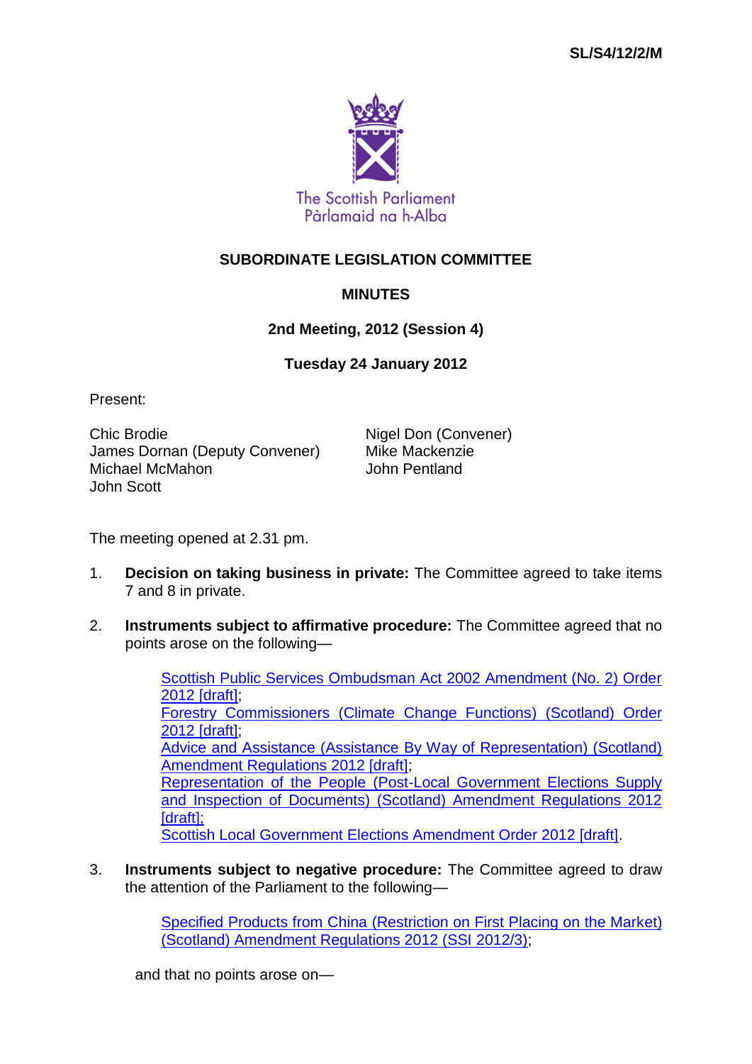SL/S4/12/2/M

The Scottish Parliament
Pàrlamaid na h-Alba

# SUBORDINATE LEGISLATION COMMITTEE

## MINUTES

### 2nd Meeting, 2012 (Session 4)

### Tuesday 24 January 2012

Present:

Chic Brodie
James Dornan (Deputy Convener)
Michael McMahon
John Scott
Nigel Don (Convener)
Mike Mackenzie
John Pentland

The meeting opened at 2.31 pm.

1. **Decision on taking business in private:** The Committee agreed to take items 7 and 8 in private.

2. **Instruments subject to affirmative procedure:** The Committee agreed that no points arose on the following—

   Scottish Public Services Ombudsman Act 2002 Amendment (No. 2) Order 2012 [draft];
   Forestry Commissioners (Climate Change Functions) (Scotland) Order 2012 [draft];
   Advice and Assistance (Assistance By Way of Representation) (Scotland) Amendment Regulations 2012 [draft];
   Representation of the People (Post-Local Government Elections Supply and Inspection of Documents) (Scotland) Amendment Regulations 2012 [draft];
   Scottish Local Government Elections Amendment Order 2012 [draft].

3. **Instruments subject to negative procedure:** The Committee agreed to draw the attention of the Parliament to the following—

   Specified Products from China (Restriction on First Placing on the Market) (Scotland) Amendment Regulations 2012 (SSI 2012/3);

   and that no points arose on—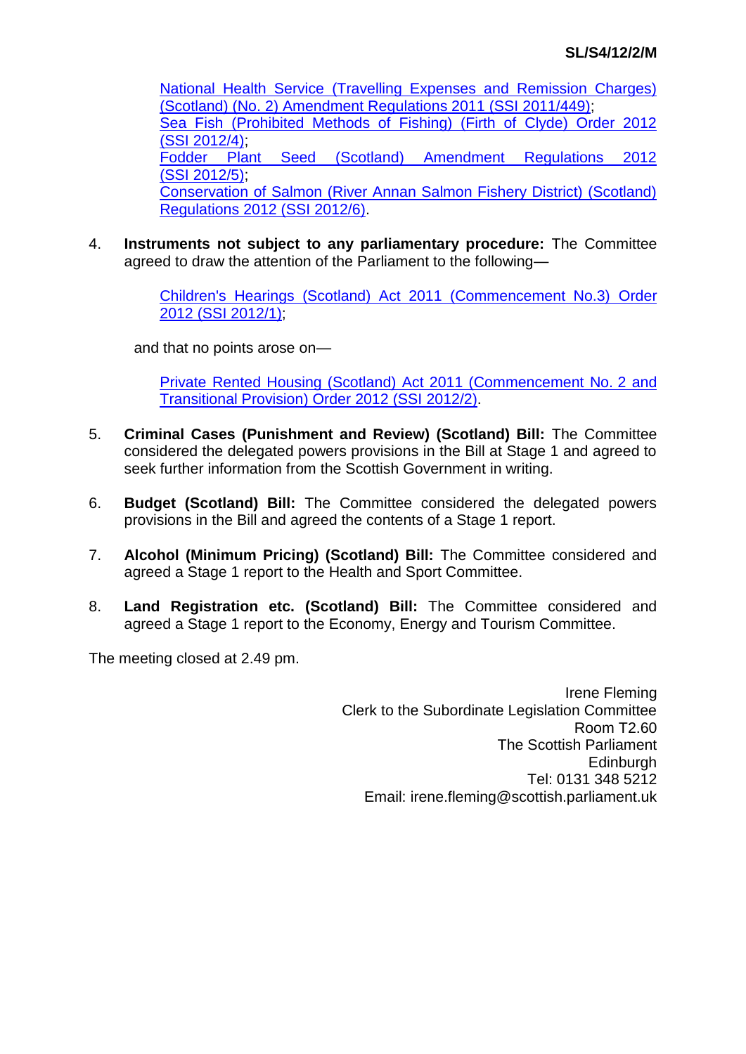National Health Service (Travelling Expenses and Remission Charges) (Scotland) (No. 2) Amendment Regulations 2011 (SSI 2011/449);
Sea Fish (Prohibited Methods of Fishing) (Firth of Clyde) Order 2012 (SSI 2012/4);
Fodder Plant Seed (Scotland) Amendment Regulations 2012 (SSI 2012/5);
Conservation of Salmon (River Annan Salmon Fishery District) (Scotland) Regulations 2012 (SSI 2012/6).

4. **Instruments not subject to any parliamentary procedure:** The Committee agreed to draw the attention of the Parliament to the following—

   Children's Hearings (Scotland) Act 2011 (Commencement No.3) Order 2012 (SSI 2012/1);

   and that no points arose on—

   Private Rented Housing (Scotland) Act 2011 (Commencement No. 2 and Transitional Provision) Order 2012 (SSI 2012/2).

5. **Criminal Cases (Punishment and Review) (Scotland) Bill:** The Committee considered the delegated powers provisions in the Bill at Stage 1 and agreed to seek further information from the Scottish Government in writing.

6. **Budget (Scotland) Bill:** The Committee considered the delegated powers provisions in the Bill and agreed the contents of a Stage 1 report.

7. **Alcohol (Minimum Pricing) (Scotland) Bill:** The Committee considered and agreed a Stage 1 report to the Health and Sport Committee.

8. **Land Registration etc. (Scotland) Bill:** The Committee considered and agreed a Stage 1 report to the Economy, Energy and Tourism Committee.

The meeting closed at 2.49 pm.

Irene Fleming
Clerk to the Subordinate Legislation Committee
Room T2.60
The Scottish Parliament
Edinburgh
Tel: 0131 348 5212
Email: irene.fleming@scottish.parliament.uk